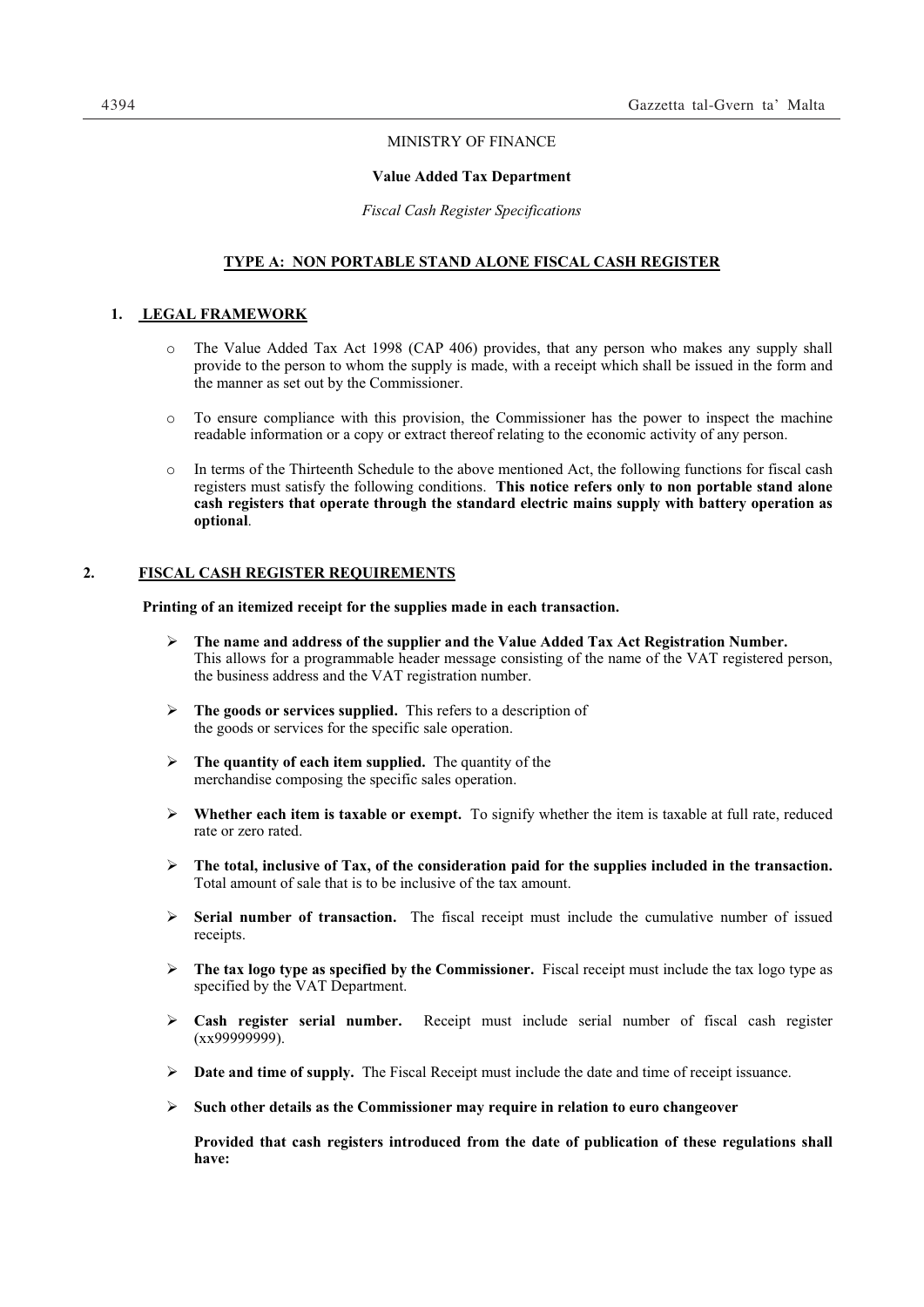MINISTRY OF FINANCE

**Value Added Tax Department**

*Fiscal Cash Register Specifications*

## TYPE A: NON PORTABLE STAND ALONE FISCAL CASH REGISTER

### 1. LEGAL FRAMEWORK

- The Value Added Tax Act 1998 (CAP 406) provides, that any person who makes any supply shall provide to the person to whom the supply is made, with a receipt which shall be issued in the form and the manner as set out by the Commissioner.
- To ensure compliance with this provision, the Commissioner has the power to inspect the machine readable information or a copy or extract thereof relating to the economic activity of any person.
- In terms of the Thirteenth Schedule to the above mentioned Act, the following functions for fiscal cash registers must satisfy the following conditions. **This notice refers only to non portable stand alone cash registers that operate through the standard electric mains supply with battery operation as optional**.

### 2. FISCAL CASH REGISTER REQUIREMENTS

**Printing of an itemized receipt for the supplies made in each transaction.**

- **The name and address of the supplier and the Value Added Tax Act Registration Number.** This allows for a programmable header message consisting of the name of the VAT registered person, the business address and the VAT registration number.
- **The goods or services supplied.** This refers to a description of the goods or services for the specific sale operation.
- **The quantity of each item supplied.** The quantity of the merchandise composing the specific sales operation.
- **Whether each item is taxable or exempt.** To signify whether the item is taxable at full rate, reduced rate or zero rated.
- **The total, inclusive of Tax, of the consideration paid for the supplies included in the transaction.** Total amount of sale that is to be inclusive of the tax amount.
- **Serial number of transaction.** The fiscal receipt must include the cumulative number of issued receipts.
- **The tax logo type as specified by the Commissioner.** Fiscal receipt must include the tax logo type as specified by the VAT Department.
- **Cash register serial number.** Receipt must include serial number of fiscal cash register (xx99999999).
- **Date and time of supply.** The Fiscal Receipt must include the date and time of receipt issuance.
- **Such other details as the Commissioner may require in relation to euro changeover**

**Provided that cash registers introduced from the date of publication of these regulations shall have:**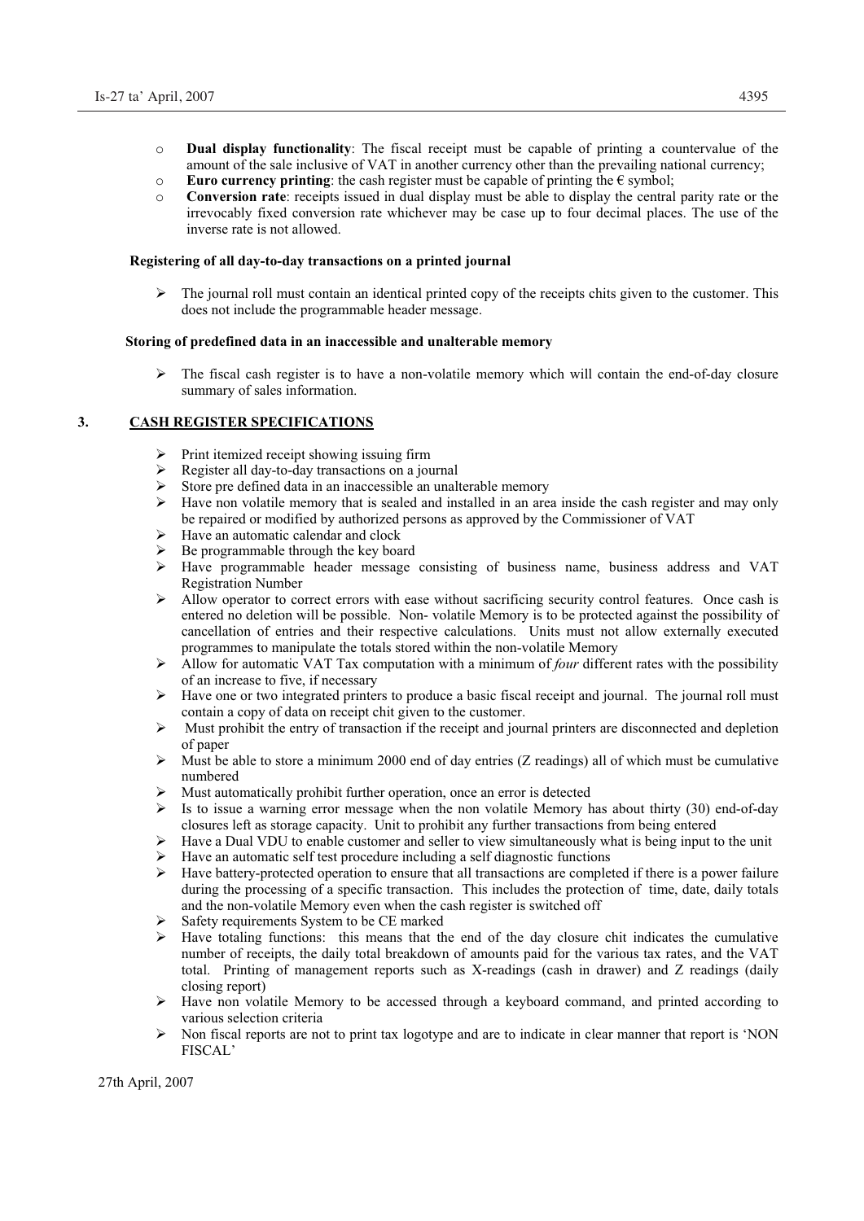- **Dual display functionality**: The fiscal receipt must be capable of printing a countervalue of the amount of the sale inclusive of VAT in another currency other than the prevailing national currency;
- **Euro currency printing**: the cash register must be capable of printing the € symbol;
- **Conversion rate**: receipts issued in dual display must be able to display the central parity rate or the irrevocably fixed conversion rate whichever may be case up to four decimal places. The use of the inverse rate is not allowed.

**Registering of all day-to-day transactions on a printed journal**

- The journal roll must contain an identical printed copy of the receipts chits given to the customer. This does not include the programmable header message.

**Storing of predefined data in an inaccessible and unalterable memory**

- The fiscal cash register is to have a non-volatile memory which will contain the end-of-day closure summary of sales information.

## 3. CASH REGISTER SPECIFICATIONS

- Print itemized receipt showing issuing firm
- Register all day-to-day transactions on a journal
- Store pre defined data in an inaccessible and unalterable memory
- Have non volatile memory that is sealed and installed in an area inside the cash register and may only be repaired or modified by authorized persons as approved by the Commissioner of VAT
- Have an automatic calendar and clock
- Be programmable through the key board
- Have programmable header message consisting of business name, business address and VAT Registration Number
- Allow operator to correct errors with ease without sacrificing security control features. Once cash is entered no deletion will be possible. Non- volatile Memory is to be protected against the possibility of cancellation of entries and their respective calculations. Units must not allow externally executed programmes to manipulate the totals stored within the non-volatile Memory
- Allow for automatic VAT Tax computation with a minimum of *four* different rates with the possibility of an increase to five, if necessary
- Have one or two integrated printers to produce a basic fiscal receipt and journal. The journal roll must contain a copy of data on receipt chit given to the customer.
- Must prohibit the entry of transaction if the receipt and journal printers are disconnected and depletion of paper
- Must be able to store a minimum 2000 end of day entries (Z readings) all of which must be cumulative numbered
- Must automatically prohibit further operation, once an error is detected
- Is to issue a warning error message when the non volatile Memory has about thirty (30) end-of-day closures left as storage capacity. Unit to prohibit any further transactions from being entered
- Have a Dual VDU to enable customer and seller to view simultaneously what is being input to the unit
- Have an automatic self test procedure including a self diagnostic functions
- Have battery-protected operation to ensure that all transactions are completed if there is a power failure during the processing of a specific transaction. This includes the protection of time, date, daily totals and the non-volatile Memory even when the cash register is switched off
- Safety requirements System to be CE marked
- Have totaling functions: this means that the end of the day closure chit indicates the cumulative number of receipts, the daily total breakdown of amounts paid for the various tax rates, and the VAT total. Printing of management reports such as X-readings (cash in drawer) and Z readings (daily closing report)
- Have non volatile Memory to be accessed through a keyboard command, and printed according to various selection criteria
- Non fiscal reports are not to print tax logotype and are to indicate in clear manner that report is 'NON FISCAL'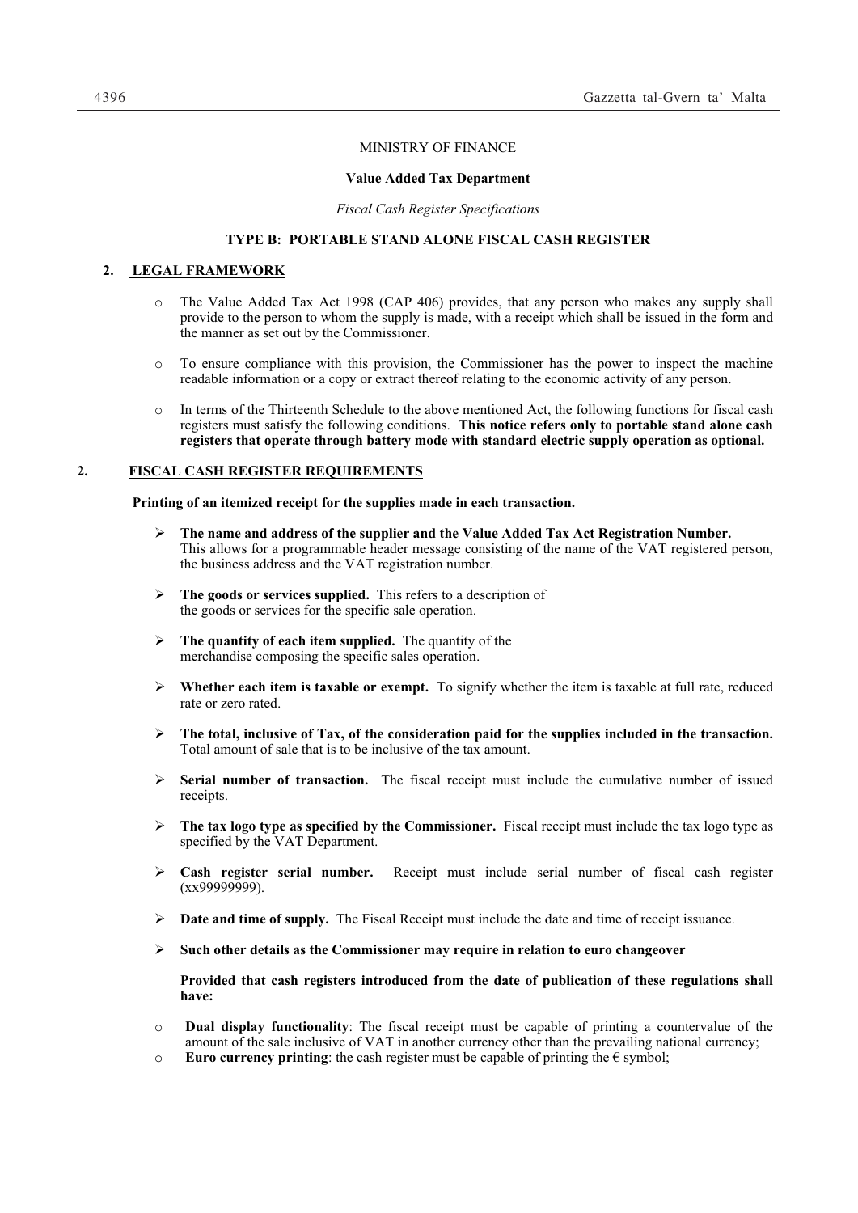MINISTRY OF FINANCE

**Value Added Tax Department**

*Fiscal Cash Register Specifications*

**TYPE B: PORTABLE STAND ALONE FISCAL CASH REGISTER**

## 2. LEGAL FRAMEWORK

- The Value Added Tax Act 1998 (CAP 406) provides, that any person who makes any supply shall provide to the person to whom the supply is made, with a receipt which shall be issued in the form and the manner as set out by the Commissioner.
- To ensure compliance with this provision, the Commissioner has the power to inspect the machine readable information or a copy or extract thereof relating to the economic activity of any person.
- In terms of the Thirteenth Schedule to the above mentioned Act, the following functions for fiscal cash registers must satisfy the following conditions. **This notice refers only to portable stand alone cash registers that operate through battery mode with standard electric supply operation as optional.**

## 2. FISCAL CASH REGISTER REQUIREMENTS

**Printing of an itemized receipt for the supplies made in each transaction.**

- **The name and address of the supplier and the Value Added Tax Act Registration Number.** This allows for a programmable header message consisting of the name of the VAT registered person, the business address and the VAT registration number.
- **The goods or services supplied.** This refers to a description of the goods or services for the specific sale operation.
- **The quantity of each item supplied.** The quantity of the merchandise composing the specific sales operation.
- **Whether each item is taxable or exempt.** To signify whether the item is taxable at full rate, reduced rate or zero rated.
- **The total, inclusive of Tax, of the consideration paid for the supplies included in the transaction.** Total amount of sale that is to be inclusive of the tax amount.
- **Serial number of transaction.** The fiscal receipt must include the cumulative number of issued receipts.
- **The tax logo type as specified by the Commissioner.** Fiscal receipt must include the tax logo type as specified by the VAT Department.
- **Cash register serial number.** Receipt must include serial number of fiscal cash register (xx99999999).
- **Date and time of supply.** The Fiscal Receipt must include the date and time of receipt issuance.
- **Such other details as the Commissioner may require in relation to euro changeover**

  **Provided that cash registers introduced from the date of publication of these regulations shall have:**

- **Dual display functionality**: The fiscal receipt must be capable of printing a countervalue of the amount of the sale inclusive of VAT in another currency other than the prevailing national currency;
- **Euro currency printing**: the cash register must be capable of printing the € symbol;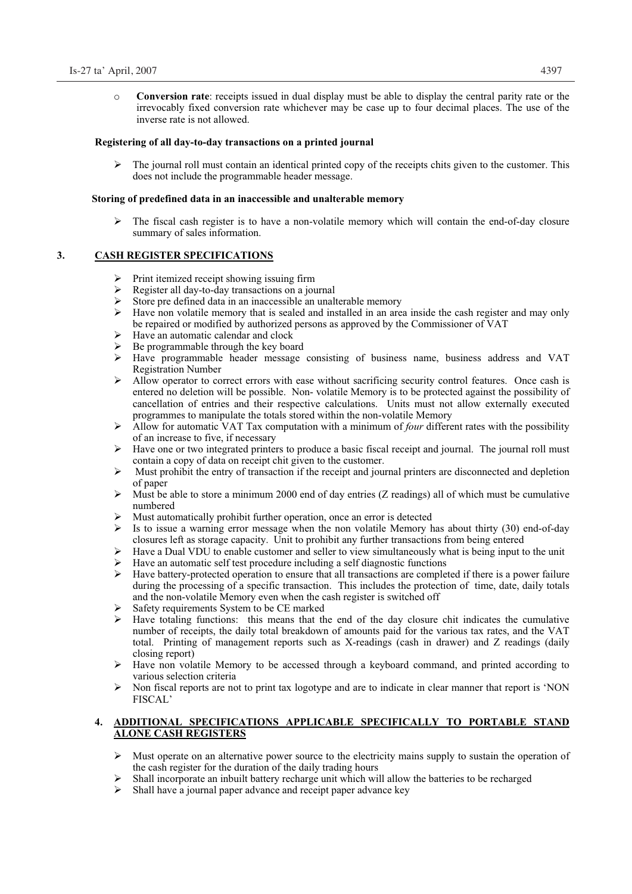- **Conversion rate**: receipts issued in dual display must be able to display the central parity rate or the irrevocably fixed conversion rate whichever may be case up to four decimal places. The use of the inverse rate is not allowed.

**Registering of all day-to-day transactions on a printed journal**

- The journal roll must contain an identical printed copy of the receipts chits given to the customer. This does not include the programmable header message.

**Storing of predefined data in an inaccessible and unalterable memory**

- The fiscal cash register is to have a non-volatile memory which will contain the end-of-day closure summary of sales information.

## 3. CASH REGISTER SPECIFICATIONS

- Print itemized receipt showing issuing firm
- Register all day-to-day transactions on a journal
- Store pre defined data in an inaccessible an unalterable memory
- Have non volatile memory that is sealed and installed in an area inside the cash register and may only be repaired or modified by authorized persons as approved by the Commissioner of VAT
- Have an automatic calendar and clock
- Be programmable through the key board
- Have programmable header message consisting of business name, business address and VAT Registration Number
- Allow operator to correct errors with ease without sacrificing security control features. Once cash is entered no deletion will be possible. Non- volatile Memory is to be protected against the possibility of cancellation of entries and their respective calculations. Units must not allow externally executed programmes to manipulate the totals stored within the non-volatile Memory
- Allow for automatic VAT Tax computation with a minimum of *four* different rates with the possibility of an increase to five, if necessary
- Have one or two integrated printers to produce a basic fiscal receipt and journal. The journal roll must contain a copy of data on receipt chit given to the customer.
- Must prohibit the entry of transaction if the receipt and journal printers are disconnected and depletion of paper
- Must be able to store a minimum 2000 end of day entries (Z readings) all of which must be cumulative numbered
- Must automatically prohibit further operation, once an error is detected
- Is to issue a warning error message when the non volatile Memory has about thirty (30) end-of-day closures left as storage capacity. Unit to prohibit any further transactions from being entered
- Have a Dual VDU to enable customer and seller to view simultaneously what is being input to the unit
- Have an automatic self test procedure including a self diagnostic functions
- Have battery-protected operation to ensure that all transactions are completed if there is a power failure during the processing of a specific transaction. This includes the protection of time, date, daily totals and the non-volatile Memory even when the cash register is switched off
- Safety requirements System to be CE marked
- Have totaling functions: this means that the end of the day closure chit indicates the cumulative number of receipts, the daily total breakdown of amounts paid for the various tax rates, and the VAT total. Printing of management reports such as X-readings (cash in drawer) and Z readings (daily closing report)
- Have non volatile Memory to be accessed through a keyboard command, and printed according to various selection criteria
- Non fiscal reports are not to print tax logotype and are to indicate in clear manner that report is 'NON FISCAL'

## 4. ADDITIONAL SPECIFICATIONS APPLICABLE SPECIFICALLY TO PORTABLE STAND ALONE CASH REGISTERS

- Must operate on an alternative power source to the electricity mains supply to sustain the operation of the cash register for the duration of the daily trading hours
- Shall incorporate an inbuilt battery recharge unit which will allow the batteries to be recharged
- Shall have a journal paper advance and receipt paper advance key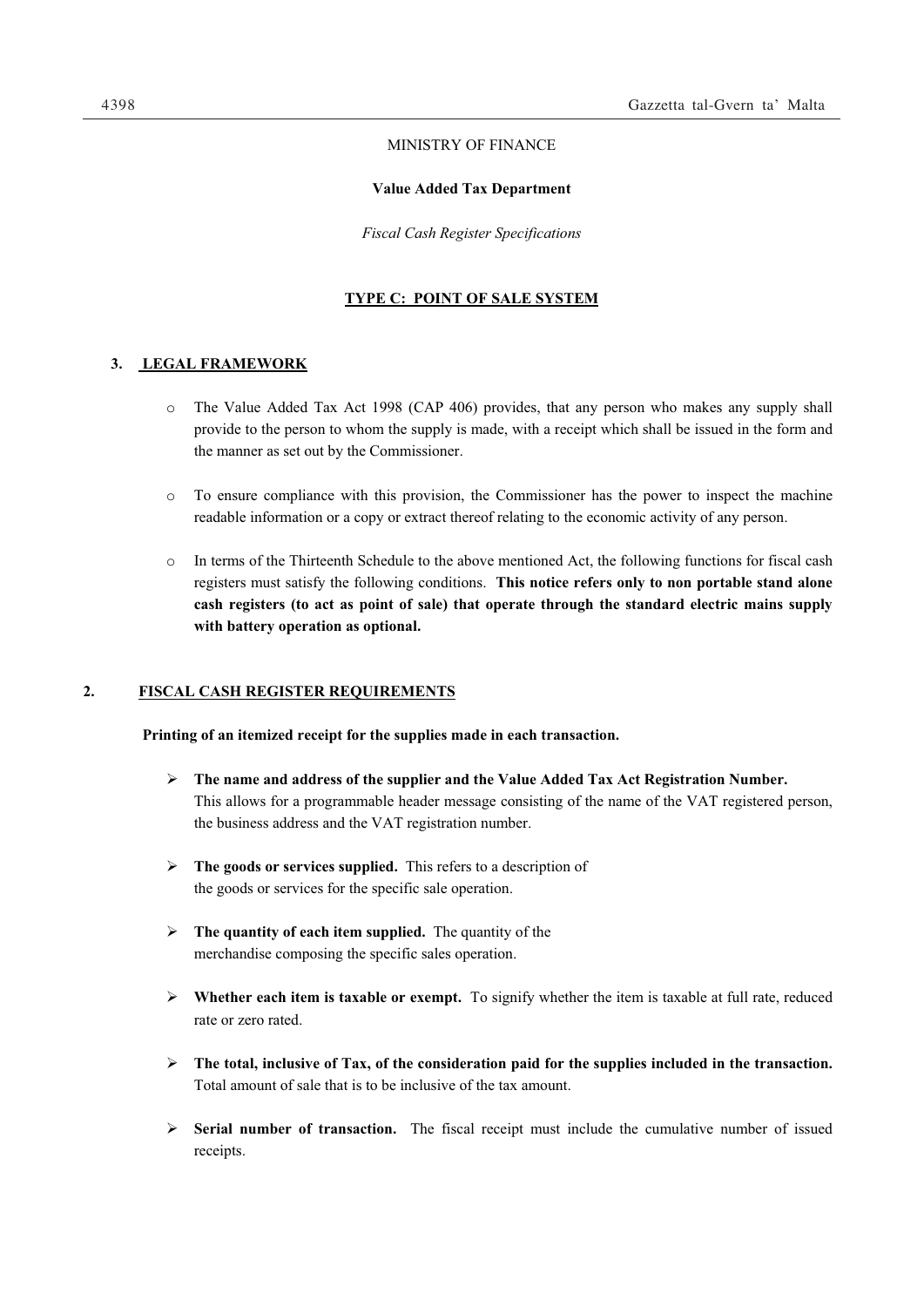MINISTRY OF FINANCE

**Value Added Tax Department**

*Fiscal Cash Register Specifications*

## TYPE C: POINT OF SALE SYSTEM

### 3. LEGAL FRAMEWORK

- The Value Added Tax Act 1998 (CAP 406) provides, that any person who makes any supply shall provide to the person to whom the supply is made, with a receipt which shall be issued in the form and the manner as set out by the Commissioner.

- To ensure compliance with this provision, the Commissioner has the power to inspect the machine readable information or a copy or extract thereof relating to the economic activity of any person.

- In terms of the Thirteenth Schedule to the above mentioned Act, the following functions for fiscal cash registers must satisfy the following conditions. **This notice refers only to non portable stand alone cash registers (to act as point of sale) that operate through the standard electric mains supply with battery operation as optional.**

### 2. FISCAL CASH REGISTER REQUIREMENTS

**Printing of an itemized receipt for the supplies made in each transaction.**

- **The name and address of the supplier and the Value Added Tax Act Registration Number.** This allows for a programmable header message consisting of the name of the VAT registered person, the business address and the VAT registration number.

- **The goods or services supplied.** This refers to a description of the goods or services for the specific sale operation.

- **The quantity of each item supplied.** The quantity of the merchandise composing the specific sales operation.

- **Whether each item is taxable or exempt.** To signify whether the item is taxable at full rate, reduced rate or zero rated.

- **The total, inclusive of Tax, of the consideration paid for the supplies included in the transaction.** Total amount of sale that is to be inclusive of the tax amount.

- **Serial number of transaction.** The fiscal receipt must include the cumulative number of issued receipts.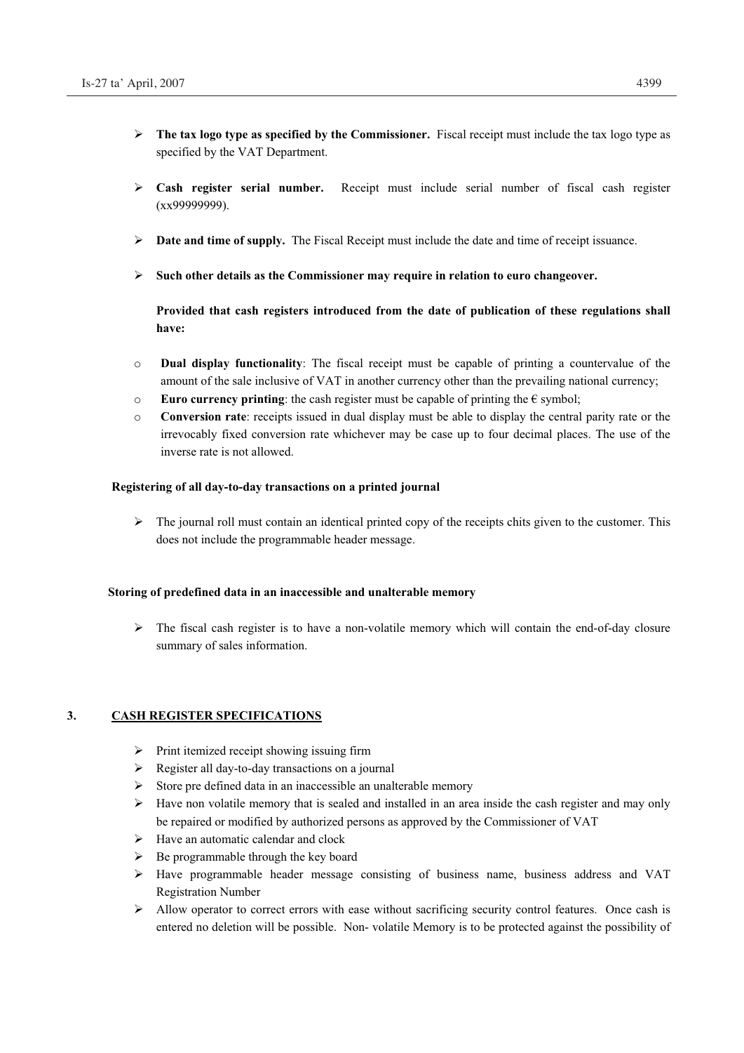- **The tax logo type as specified by the Commissioner.** Fiscal receipt must include the tax logo type as specified by the VAT Department.

- **Cash register serial number.** Receipt must include serial number of fiscal cash register (xx99999999).

- **Date and time of supply.** The Fiscal Receipt must include the date and time of receipt issuance.

- **Such other details as the Commissioner may require in relation to euro changeover.**

  **Provided that cash registers introduced from the date of publication of these regulations shall have:**

  - **Dual display functionality**: The fiscal receipt must be capable of printing a countervalue of the amount of the sale inclusive of VAT in another currency other than the prevailing national currency;
  - **Euro currency printing**: the cash register must be capable of printing the € symbol;
  - **Conversion rate**: receipts issued in dual display must be able to display the central parity rate or the irrevocably fixed conversion rate whichever may be case up to four decimal places. The use of the inverse rate is not allowed.

**Registering of all day-to-day transactions on a printed journal**

- The journal roll must contain an identical printed copy of the receipts chits given to the customer. This does not include the programmable header message.

**Storing of predefined data in an inaccessible and unalterable memory**

- The fiscal cash register is to have a non-volatile memory which will contain the end-of-day closure summary of sales information.

## 3. CASH REGISTER SPECIFICATIONS

- Print itemized receipt showing issuing firm
- Register all day-to-day transactions on a journal
- Store pre defined data in an inaccessible an unalterable memory
- Have non volatile memory that is sealed and installed in an area inside the cash register and may only be repaired or modified by authorized persons as approved by the Commissioner of VAT
- Have an automatic calendar and clock
- Be programmable through the key board
- Have programmable header message consisting of business name, business address and VAT Registration Number
- Allow operator to correct errors with ease without sacrificing security control features. Once cash is entered no deletion will be possible. Non- volatile Memory is to be protected against the possibility of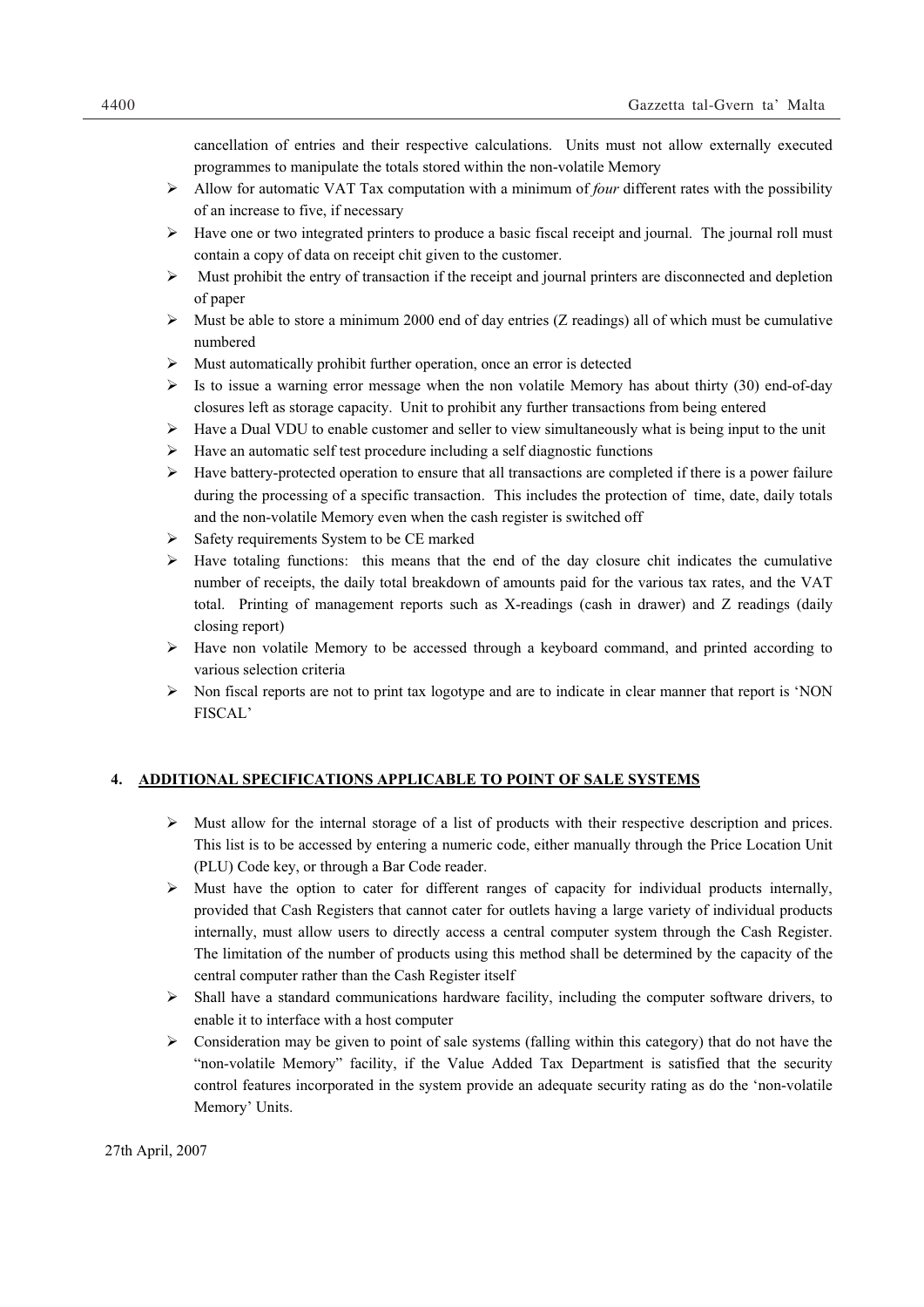cancellation of entries and their respective calculations. Units must not allow externally executed programmes to manipulate the totals stored within the non-volatile Memory

- Allow for automatic VAT Tax computation with a minimum of *four* different rates with the possibility of an increase to five, if necessary
- Have one or two integrated printers to produce a basic fiscal receipt and journal. The journal roll must contain a copy of data on receipt chit given to the customer.
- Must prohibit the entry of transaction if the receipt and journal printers are disconnected and depletion of paper
- Must be able to store a minimum 2000 end of day entries (Z readings) all of which must be cumulative numbered
- Must automatically prohibit further operation, once an error is detected
- Is to issue a warning error message when the non volatile Memory has about thirty (30) end-of-day closures left as storage capacity. Unit to prohibit any further transactions from being entered
- Have a Dual VDU to enable customer and seller to view simultaneously what is being input to the unit
- Have an automatic self test procedure including a self diagnostic functions
- Have battery-protected operation to ensure that all transactions are completed if there is a power failure during the processing of a specific transaction. This includes the protection of time, date, daily totals and the non-volatile Memory even when the cash register is switched off
- Safety requirements System to be CE marked
- Have totaling functions: this means that the end of the day closure chit indicates the cumulative number of receipts, the daily total breakdown of amounts paid for the various tax rates, and the VAT total. Printing of management reports such as X-readings (cash in drawer) and Z readings (daily closing report)
- Have non volatile Memory to be accessed through a keyboard command, and printed according to various selection criteria
- Non fiscal reports are not to print tax logotype and are to indicate in clear manner that report is 'NON FISCAL'

## 4. ADDITIONAL SPECIFICATIONS APPLICABLE TO POINT OF SALE SYSTEMS

- Must allow for the internal storage of a list of products with their respective description and prices. This list is to be accessed by entering a numeric code, either manually through the Price Location Unit (PLU) Code key, or through a Bar Code reader.
- Must have the option to cater for different ranges of capacity for individual products internally, provided that Cash Registers that cannot cater for outlets having a large variety of individual products internally, must allow users to directly access a central computer system through the Cash Register. The limitation of the number of products using this method shall be determined by the capacity of the central computer rather than the Cash Register itself
- Shall have a standard communications hardware facility, including the computer software drivers, to enable it to interface with a host computer
- Consideration may be given to point of sale systems (falling within this category) that do not have the "non-volatile Memory" facility, if the Value Added Tax Department is satisfied that the security control features incorporated in the system provide an adequate security rating as do the 'non-volatile Memory' Units.

27th April, 2007